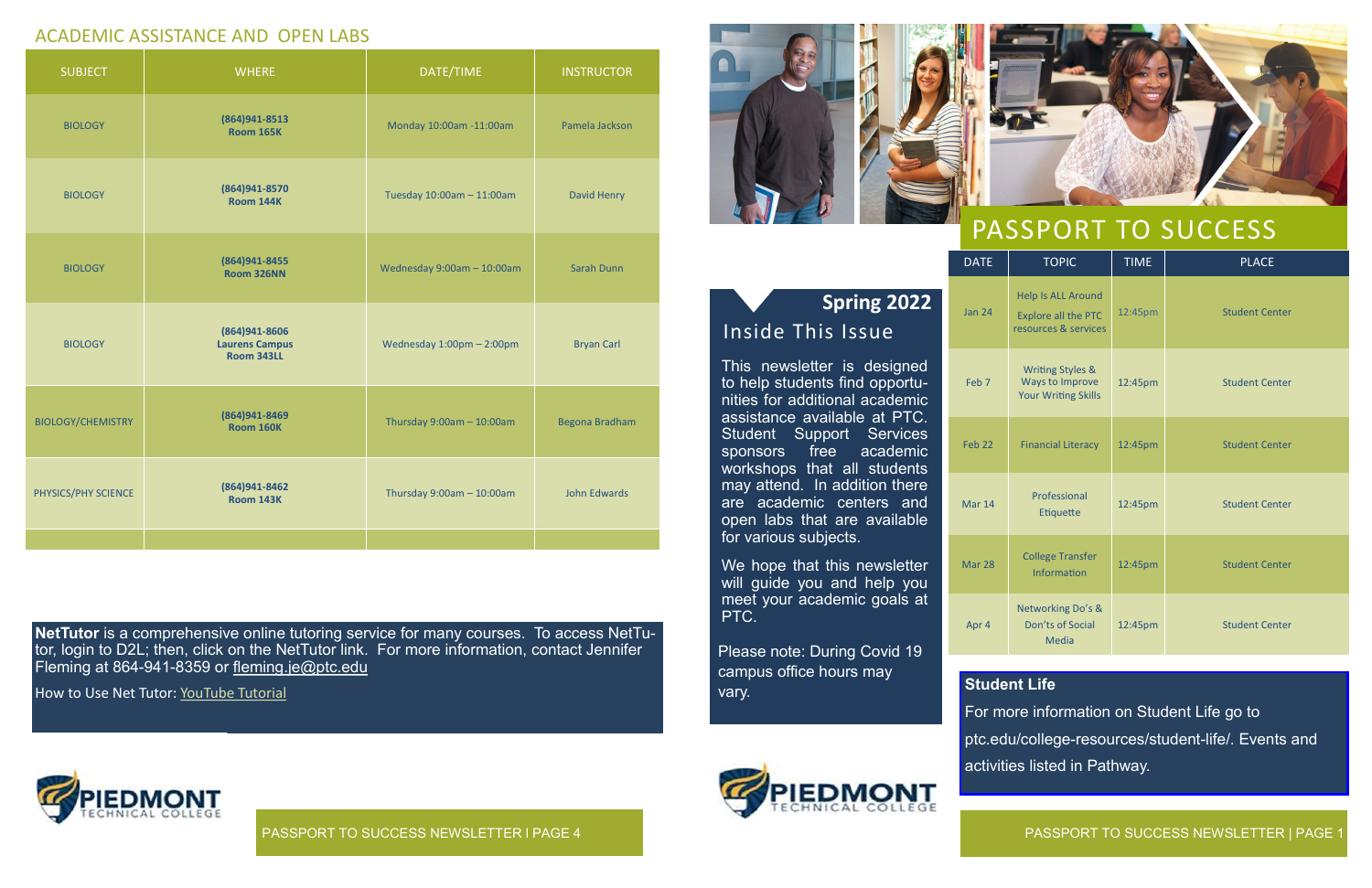## ACADEMIC ASSISTANCE AND OPEN LABS

| SUBJECT | WHERE | DATE/TIME | INSTRUCTOR |
|---|---|---|---|
| BIOLOGY | **(864)941-8513 Room 165K** | Monday 10:00am -11:00am | Pamela Jackson |
| BIOLOGY | **(864)941-8570 Room 144K** | Tuesday 10:00am – 11:00am | David Henry |
| BIOLOGY | **(864)941-8455 Room 326NN** | Wednesday 9:00am – 10:00am | Sarah Dunn |
| BIOLOGY | **(864)941-8606 Laurens Campus Room 343LL** | Wednesday 1:00pm – 2:00pm | Bryan Carl |
| BIOLOGY/CHEMISTRY | **(864)941-8469 Room 160K** | Thursday 9:00am – 10:00am | Begona Bradham |
| PHYSICS/PHY SCIENCE | **(864)941-8462 Room 143K** | Thursday 9:00am – 10:00am | John Edwards |
| | | | |

**NetTutor** is a comprehensive online tutoring service for many courses. To access NetTutor, login to D2L; then, click on the NetTutor link. For more information, contact Jennifer Fleming at 864-941-8359 or fleming.je@ptc.edu

How to Use Net Tutor: YouTube Tutorial

PIEDMONT TECHNICAL COLLEGE

# PASSPORT TO SUCCESS

## Spring 2022

### Inside This Issue

This newsletter is designed to help students find opportunities for additional academic assistance available at PTC. Student Support Services sponsors free academic workshops that all students may attend. In addition there are academic centers and open labs that are available for various subjects.

We hope that this newsletter will guide you and help you meet your academic goals at PTC.

Please note: During Covid 19 campus office hours may vary.

| DATE | TOPIC | TIME | PLACE |
|---|---|---|---|
| Jan 24 | Help Is ALL Around Explore all the PTC resources & services | 12:45pm | Student Center |
| Feb 7 | Writing Styles & Ways to Improve Your Writing Skills | 12:45pm | Student Center |
| Feb 22 | Financial Literacy | 12:45pm | Student Center |
| Mar 14 | Professional Etiquette | 12:45pm | Student Center |
| Mar 28 | College Transfer Information | 12:45pm | Student Center |
| Apr 4 | Networking Do's & Don'ts of Social Media | 12:45pm | Student Center |

**Student Life**

For more information on Student Life go to ptc.edu/college-resources/student-life/. Events and activities listed in Pathway.

PIEDMONT TECHNICAL COLLEGE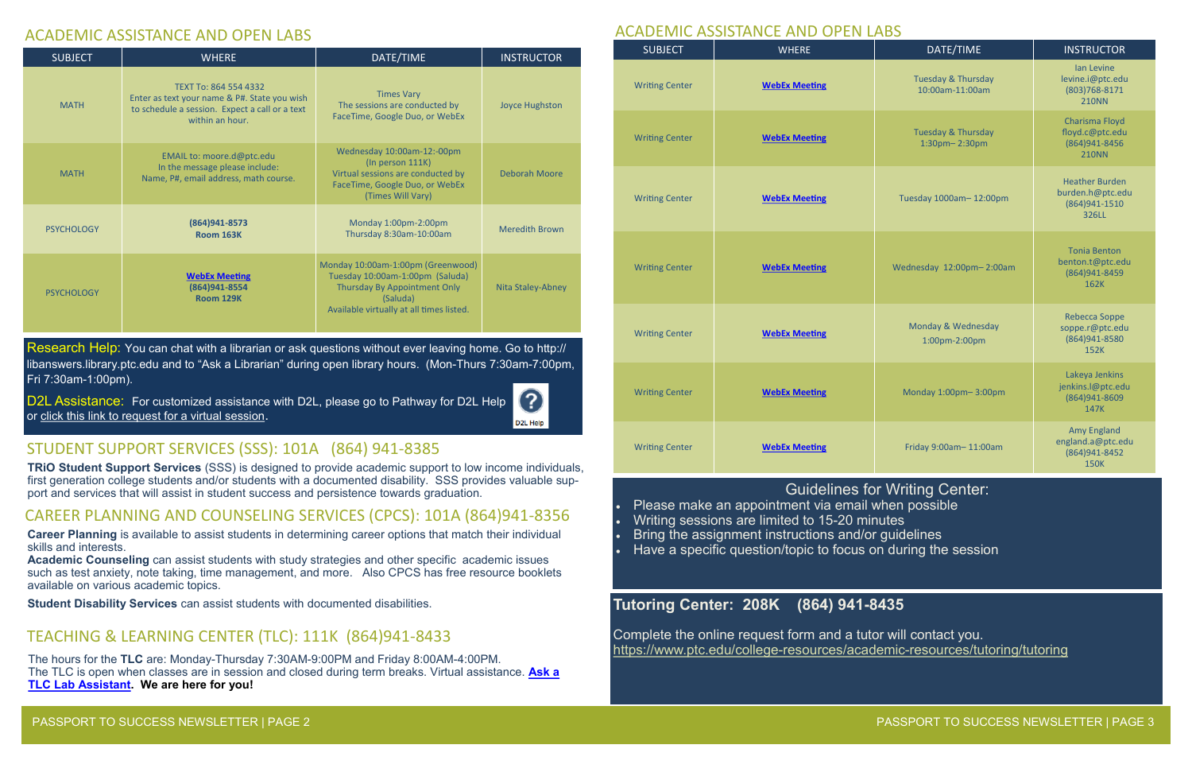## ACADEMIC ASSISTANCE AND OPEN LABS

| SUBJECT | WHERE | DATE/TIME | INSTRUCTOR |
| --- | --- | --- | --- |
| MATH | TEXT To: 864 554 4332 Enter as text your name & P#. State you wish to schedule a session. Expect a call or a text within an hour. | Times Vary The sessions are conducted by FaceTime, Google Duo, or WebEx | Joyce Hughston |
| MATH | EMAIL to: moore.d@ptc.edu In the message please include: Name, P#, email address, math course. | Wednesday 10:00am-12:-00pm (In person 111K) Virtual sessions are conducted by FaceTime, Google Duo, or WebEx (Times Will Vary) | Deborah Moore |
| PSYCHOLOGY | **(864)941-8573** **Room 163K** | Monday 1:00pm-2:00pm Thursday 8:30am-10:00am | Meredith Brown |
| PSYCHOLOGY | **WebEx Meeting** **(864)941-8554** **Room 129K** | Monday 10:00am-1:00pm (Greenwood) Tuesday 10:00am-1:00pm (Saluda) Thursday By Appointment Only (Saluda) Available virtually at all times listed. | Nita Staley-Abney |

Research Help: You can chat with a librarian or ask questions without ever leaving home. Go to http://libanswers.library.ptc.edu and to "Ask a Librarian" during open library hours. (Mon-Thurs 7:30am-7:00pm, Fri 7:30am-1:00pm).

D2L Assistance: For customized assistance with D2L, please go to Pathway for D2L Help or click this link to request for a virtual session.

D2L Help

## STUDENT SUPPORT SERVICES (SSS): 101A (864) 941-8385

**TRiO Student Support Services** (SSS) is designed to provide academic support to low income individuals, first generation college students and/or students with a documented disability. SSS provides valuable support and services that will assist in student success and persistence towards graduation.

## CAREER PLANNING AND COUNSELING SERVICES (CPCS): 101A (864)941-8356

**Career Planning** is available to assist students in determining career options that match their individual skills and interests.

**Academic Counseling** can assist students with study strategies and other specific academic issues such as test anxiety, note taking, time management, and more. Also CPCS has free resource booklets available on various academic topics.

**Student Disability Services** can assist students with documented disabilities.

## TEACHING & LEARNING CENTER (TLC): 111K (864)941-8433

The hours for the **TLC** are: Monday-Thursday 7:30AM-9:00PM and Friday 8:00AM-4:00PM. The TLC is open when classes are in session and closed during term breaks. Virtual assistance. **Ask a TLC Lab Assistant. We are here for you!**

## ACADEMIC ASSISTANCE AND OPEN LABS

| SUBJECT | WHERE | DATE/TIME | INSTRUCTOR |
| --- | --- | --- | --- |
| Writing Center | **WebEx Meeting** | Tuesday & Thursday 10:00am-11:00am | Ian Levine levine.i@ptc.edu (803)768-8171 210NN |
| Writing Center | **WebEx Meeting** | Tuesday & Thursday 1:30pm– 2:30pm | Charisma Floyd floyd.c@ptc.edu (864)941-8456 210NN |
| Writing Center | **WebEx Meeting** | Tuesday 1000am– 12:00pm | Heather Burden burden.h@ptc.edu (864)941-1510 326LL |
| Writing Center | **WebEx Meeting** | Wednesday 12:00pm– 2:00am | Tonia Benton benton.t@ptc.edu (864)941-8459 162K |
| Writing Center | **WebEx Meeting** | Monday & Wednesday 1:00pm-2:00pm | Rebecca Soppe soppe.r@ptc.edu (864)941-8580 152K |
| Writing Center | **WebEx Meeting** | Monday 1:00pm– 3:00pm | Lakeya Jenkins jenkins.l@ptc.edu (864)941-8609 147K |
| Writing Center | **WebEx Meeting** | Friday 9:00am– 11:00am | Amy England england.a@ptc.edu (864)941-8452 150K |

### Guidelines for Writing Center:

- Please make an appointment via email when possible
- Writing sessions are limited to 15-20 minutes
- Bring the assignment instructions and/or guidelines
- Have a specific question/topic to focus on during the session

## Tutoring Center: 208K (864) 941-8435

Complete the online request form and a tutor will contact you.
https://www.ptc.edu/college-resources/academic-resources/tutoring/tutoring